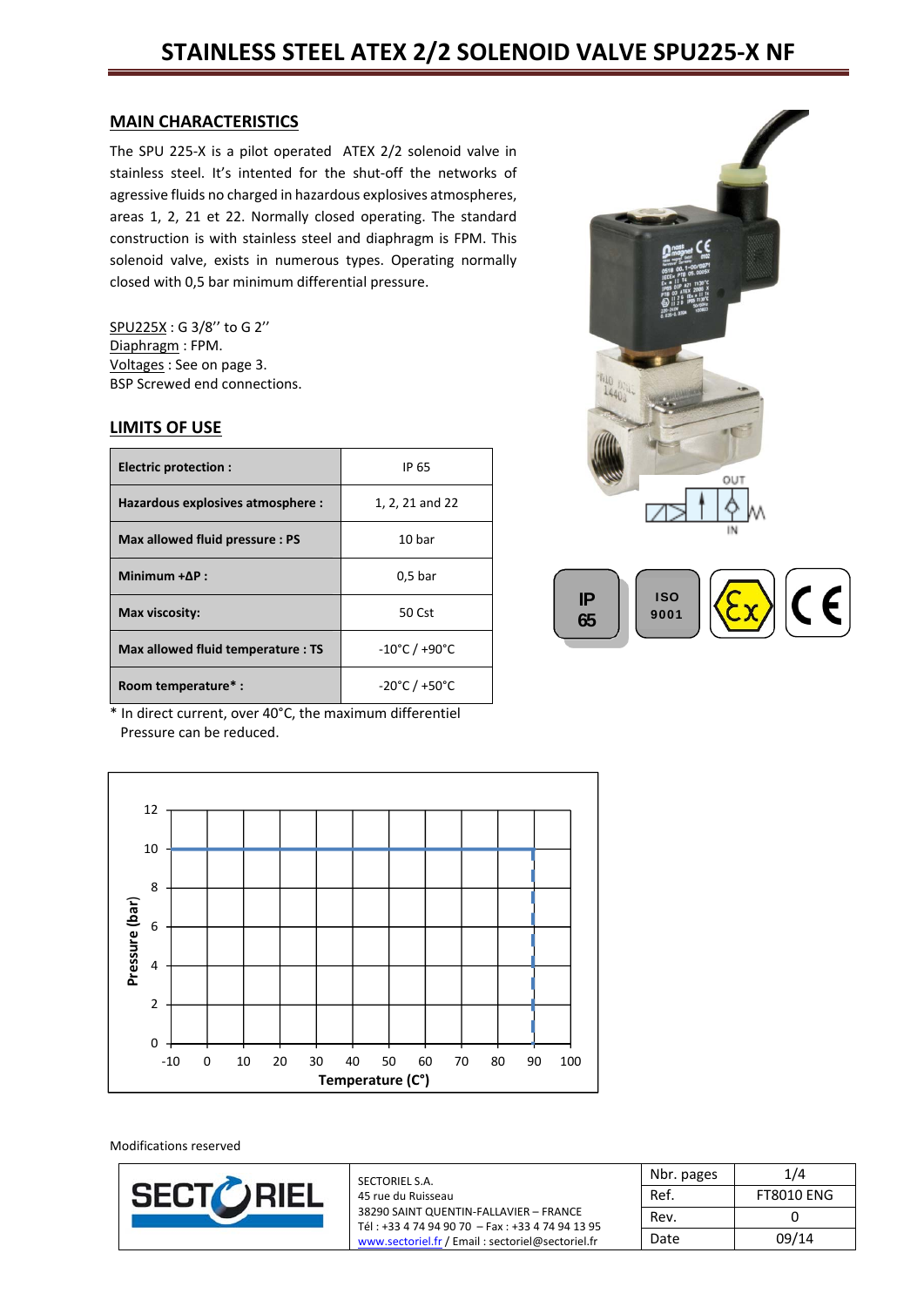# STAINLESS STEEL ATEX 2/2 SOLENOID VALVE SPU225-X NF

## MAIN CHARACTERISTICS

The SPU 225-X is a pilot operated ATEX 2/2 solenoid valve in stainless steel. It's intented for the shut-off the networks of agressive fluids no charged in hazardous explosives atmospheres, areas 1, 2, 21 et 22. Normally closed operating. The standard construction is with stainless steel and diaphragm is FPM. This solenoid valve, exists in numerous types. Operating normally closed with 0,5 bar minimum differential pressure.

SPU225X : G 3/8'' to G 2''
Diaphragm : FPM.
Voltages : See on page 3.
BSP Screwed end connections.

## LIMITS OF USE

| | |
|---|---|
| **Electric protection :** | IP 65 |
| **Hazardous explosives atmosphere :** | 1, 2, 21 and 22 |
| **Max allowed fluid pressure : PS** | 10 bar |
| **Minimum +ΔP :** | 0,5 bar |
| **Max viscosity:** | 50 Cst |
| **Max allowed fluid temperature : TS** | -10°C / +90°C |
| **Room temperature* :** | -20°C / +50°C |

\* In direct current, over 40°C, the maximum differentiel Pressure can be reduced.

IP 65 | ISO 9001 | Ex | CE

Pressure (bar) vs Temperature (C°)

Modifications reserved

SECTORIEL S.A.
45 rue du Ruisseau
38290 SAINT QUENTIN-FALLAVIER – FRANCE
Tél : +33 4 74 94 90 70 – Fax : +33 4 74 94 13 95
www.sectoriel.fr / Email : sectoriel@sectoriel.fr

| | |
|---|---|
| Nbr. pages | 1/4 |
| Ref. | FT8010 ENG |
| Rev. | 0 |
| Date | 09/14 |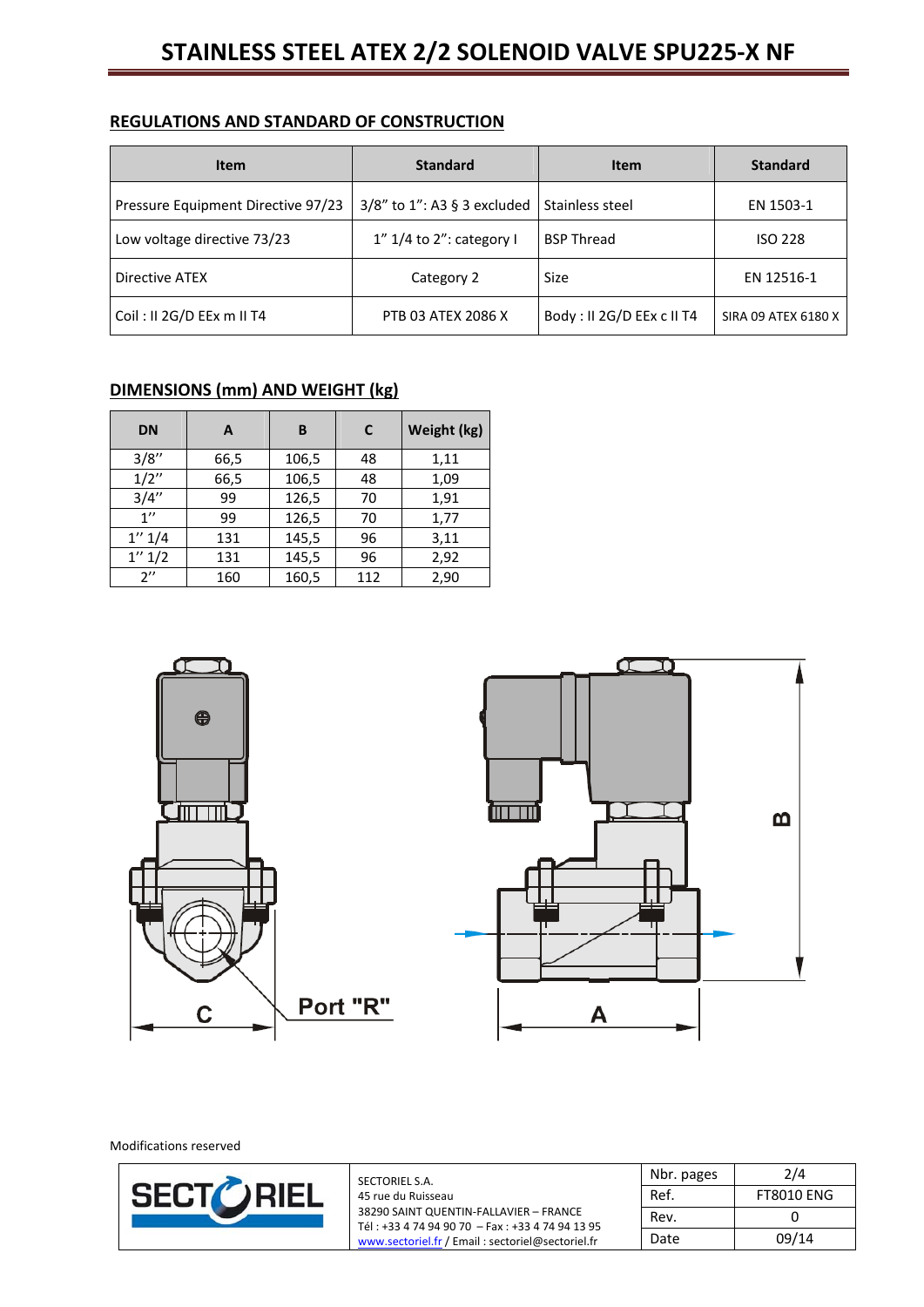# STAINLESS STEEL ATEX 2/2 SOLENOID VALVE SPU225-X NF

## REGULATIONS AND STANDARD OF CONSTRUCTION

| Item | Standard | Item | Standard |
|---|---|---|---|
| Pressure Equipment Directive 97/23 | 3/8" to 1": A3 § 3 excluded | Stainless steel | EN 1503-1 |
| Low voltage directive 73/23 | 1" 1/4 to 2": category I | BSP Thread | ISO 228 |
| Directive ATEX | Category 2 | Size | EN 12516-1 |
| Coil : II 2G/D EEx m II T4 | PTB 03 ATEX 2086 X | Body : II 2G/D EEx c II T4 | SIRA 09 ATEX 6180 X |

## DIMENSIONS (mm) AND WEIGHT (kg)

| DN | A | B | C | Weight (kg) |
|---|---|---|---|---|
| 3/8'' | 66,5 | 106,5 | 48 | 1,11 |
| 1/2'' | 66,5 | 106,5 | 48 | 1,09 |
| 3/4'' | 99 | 126,5 | 70 | 1,91 |
| 1'' | 99 | 126,5 | 70 | 1,77 |
| 1'' 1/4 | 131 | 145,5 | 96 | 3,11 |
| 1'' 1/2 | 131 | 145,5 | 96 | 2,92 |
| 2'' | 160 | 160,5 | 112 | 2,90 |

C

Port "R"

A

B

Modifications reserved

SECTORIEL S.A.
45 rue du Ruisseau
38290 SAINT QUENTIN-FALLAVIER – FRANCE
Tél : +33 4 74 94 90 70 – Fax : +33 4 74 94 13 95
www.sectoriel.fr / Email : sectoriel@sectoriel.fr

| Nbr. pages | 2/4 |
|---|---|
| Ref. | FT8010 ENG |
| Rev. | 0 |
| Date | 09/14 |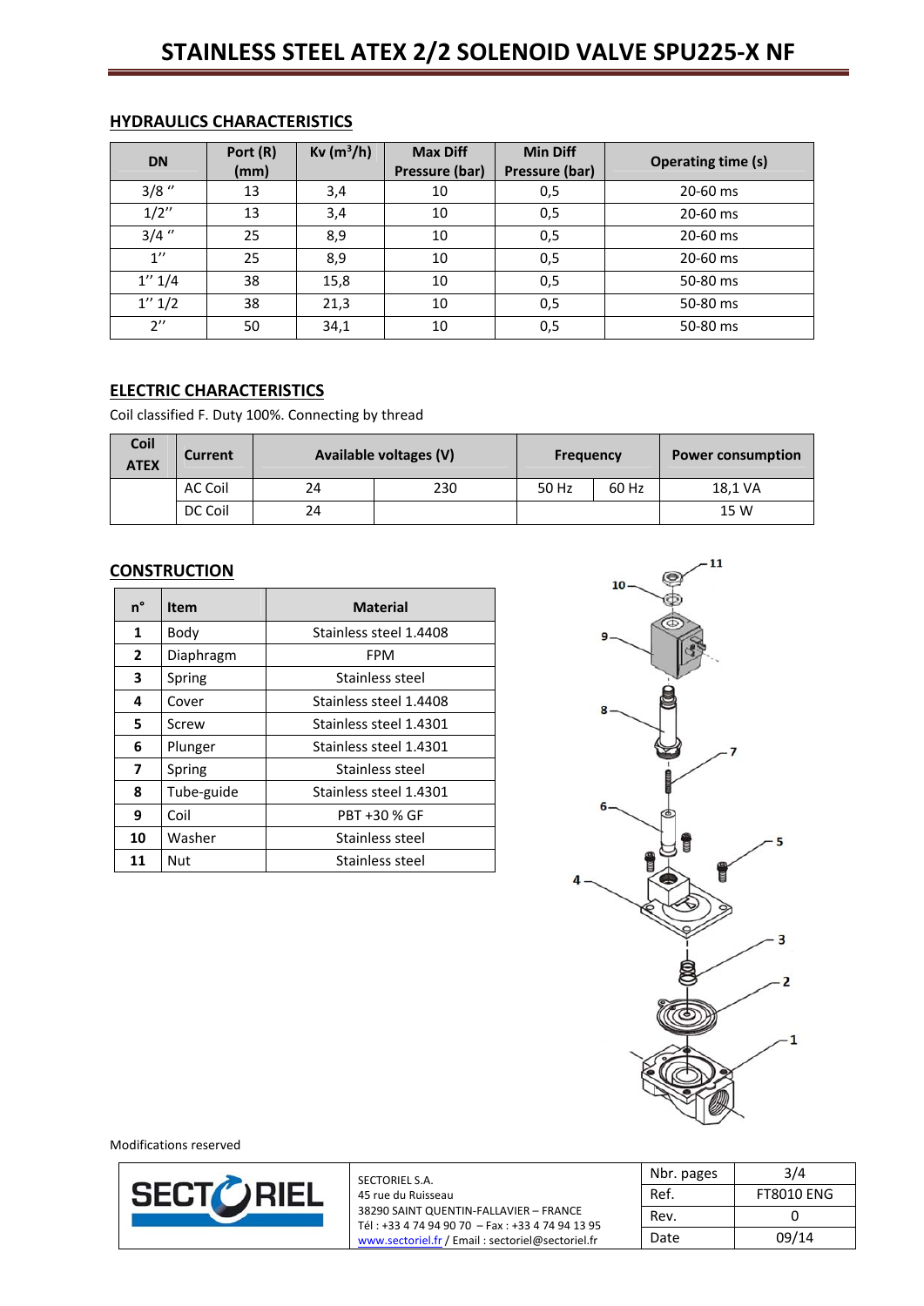# STAINLESS STEEL ATEX 2/2 SOLENOID VALVE SPU225-X NF

## HYDRAULICS CHARACTERISTICS

| DN | Port (R) (mm) | Kv ($m^3/h$) | Max Diff Pressure (bar) | Min Diff Pressure (bar) | Operating time (s) |
|---|---|---|---|---|---|
| 3/8 ʺ | 13 | 3,4 | 10 | 0,5 | 20-60 ms |
| 1/2ʺ | 13 | 3,4 | 10 | 0,5 | 20-60 ms |
| 3/4 ʺ | 25 | 8,9 | 10 | 0,5 | 20-60 ms |
| 1ʺ | 25 | 8,9 | 10 | 0,5 | 20-60 ms |
| 1ʺ 1/4 | 38 | 15,8 | 10 | 0,5 | 50-80 ms |
| 1ʺ 1/2 | 38 | 21,3 | 10 | 0,5 | 50-80 ms |
| 2ʺ | 50 | 34,1 | 10 | 0,5 | 50-80 ms |

## ELECTRIC CHARACTERISTICS

Coil classified F. Duty 100%. Connecting by thread

| Coil ATEX | Current | Available voltages (V) | | Frequency | | Power consumption |
|---|---|---|---|---|---|---|
| | AC Coil | 24 | 230 | 50 Hz | 60 Hz | 18,1 VA |
| | DC Coil | 24 | | | | 15 W |

## CONSTRUCTION

| n° | Item | Material |
|---|---|---|
| 1 | Body | Stainless steel 1.4408 |
| 2 | Diaphragm | FPM |
| 3 | Spring | Stainless steel |
| 4 | Cover | Stainless steel 1.4408 |
| 5 | Screw | Stainless steel 1.4301 |
| 6 | Plunger | Stainless steel 1.4301 |
| 7 | Spring | Stainless steel |
| 8 | Tube-guide | Stainless steel 1.4301 |
| 9 | Coil | PBT +30 % GF |
| 10 | Washer | Stainless steel |
| 11 | Nut | Stainless steel |

Modifications reserved

SECTORIEL S.A.
45 rue du Ruisseau
38290 SAINT QUENTIN-FALLAVIER – FRANCE
Tél : +33 4 74 94 90 70 – Fax : +33 4 74 94 13 95
www.sectoriel.fr / Email : sectoriel@sectoriel.fr

| Nbr. pages | 3/4 |
|---|---|
| Ref. | FT8010 ENG |
| Rev. | 0 |
| Date | 09/14 |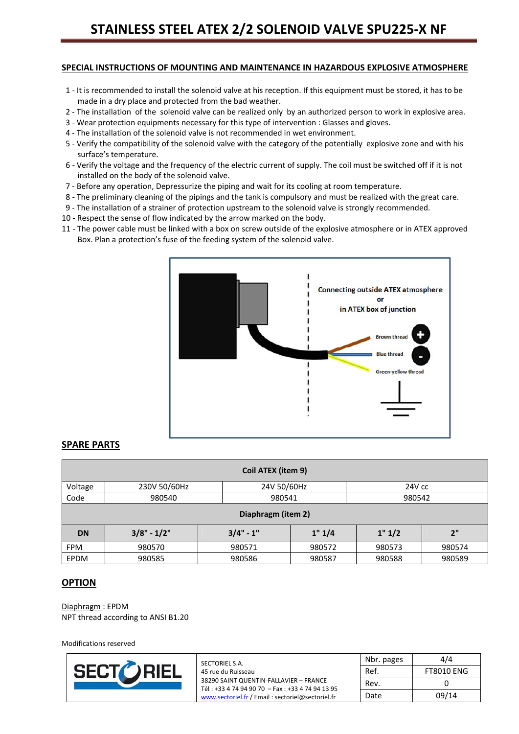# STAINLESS STEEL ATEX 2/2 SOLENOID VALVE SPU225-X NF

## SPECIAL INSTRUCTIONS OF MOUNTING AND MAINTENANCE IN HAZARDOUS EXPLOSIVE ATMOSPHERE

1 - It is recommended to install the solenoid valve at his reception. If this equipment must be stored, it has to be made in a dry place and protected from the bad weather.
2 - The installation of the solenoid valve can be realized only by an authorized person to work in explosive area.
3 - Wear protection equipments necessary for this type of intervention : Glasses and gloves.
4 - The installation of the solenoid valve is not recommended in wet environment.
5 - Verify the compatibility of the solenoid valve with the category of the potentially explosive zone and with his surface's temperature.
6 - Verify the voltage and the frequency of the electric current of supply. The coil must be switched off if it is not installed on the body of the solenoid valve.
7 - Before any operation, Depressurize the piping and wait for its cooling at room temperature.
8 - The preliminary cleaning of the pipings and the tank is compulsory and must be realized with the great care.
9 - The installation of a strainer of protection upstream to the solenoid valve is strongly recommended.
10 - Respect the sense of flow indicated by the arrow marked on the body.
11 - The power cable must be linked with a box on screw outside of the explosive atmosphere or in ATEX approved Box. Plan a protection's fuse of the feeding system of the solenoid valve.

Connecting outside ATEX atmosphere
or
in ATEX box of junction

Brown thread +

Blue thread -

Green-yellow thread

## SPARE PARTS

| Coil ATEX (item 9) | | | |
|---|---|---|---|
| Voltage | 230V 50/60Hz | 24V 50/60Hz | 24V cc |
| Code | 980540 | 980541 | 980542 |

| Diaphragm (item 2) | | | | | |
|---|---|---|---|---|---|
| **DN** | **3/8" - 1/2"** | **3/4" - 1"** | **1" 1/4** | **1" 1/2** | **2"** |
| FPM | 980570 | 980571 | 980572 | 980573 | 980574 |
| EPDM | 980585 | 980586 | 980587 | 980588 | 980589 |

## OPTION

Diaphragm : EPDM
NPT thread according to ANSI B1.20

Modifications reserved

| SECTORIEL | SECTORIEL S.A.<br>45 rue du Ruisseau<br>38290 SAINT QUENTIN-FALLAVIER – FRANCE<br>Tél : +33 4 74 94 90 70 – Fax : +33 4 74 94 13 95<br>www.sectoriel.fr / Email : sectoriel@sectoriel.fr | Nbr. pages | 4/4 |
|---|---|---|---|
| | | Ref. | FT8010 ENG |
| | | Rev. | 0 |
| | | Date | 09/14 |